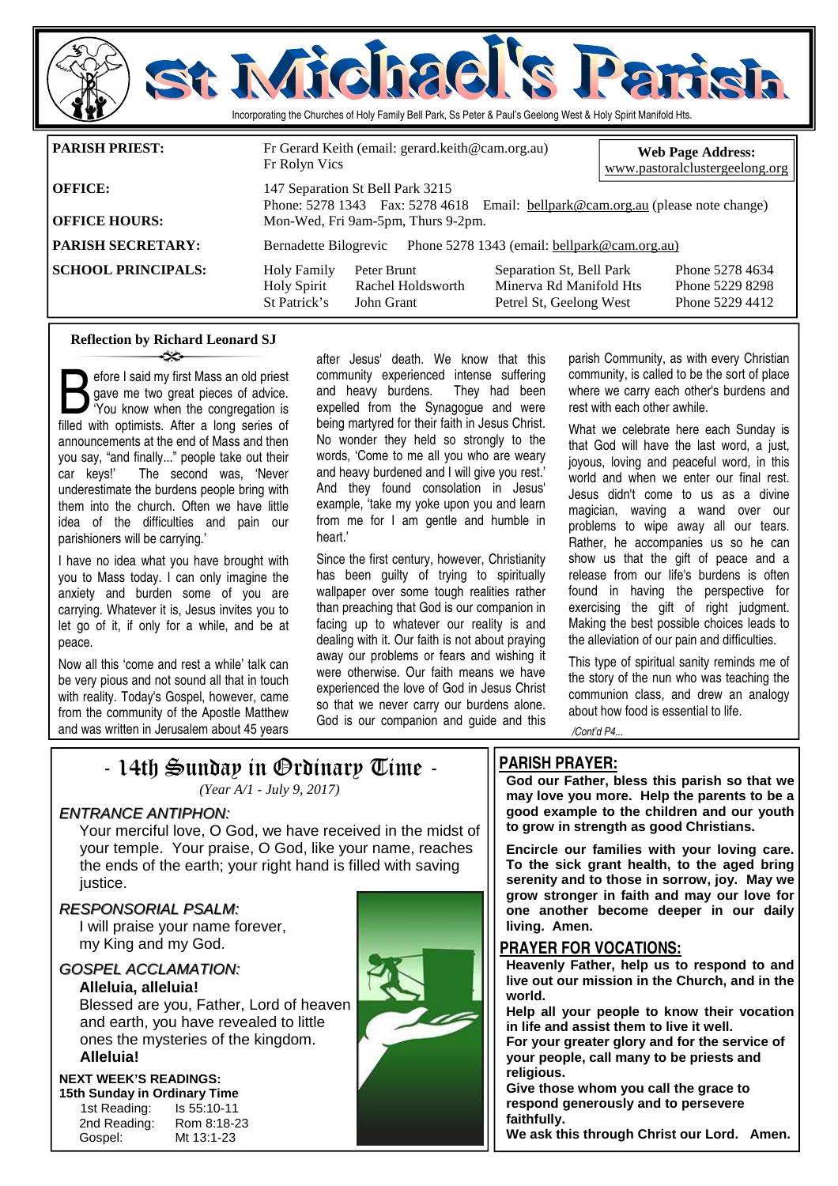# St Michael's Parish

Incorporating the Churches of Holy Family Bell Park, Ss Peter & Paul's Geelong West & Holy Spirit Manifold Hts.

| | | | |
|---|---|---|---|
| **PARISH PRIEST:** | Fr Gerard Keith (email: gerard.keith@cam.org.au)<br>Fr Rolyn Vics | | **Web Page Address:**<br>www.pastoralclustergeelong.org |
| **OFFICE:** | 147 Separation St Bell Park 3215<br>Phone: 5278 1343 Fax: 5278 4618 Email: bellpark@cam.org.au (please note change) | | |
| **OFFICE HOURS:** | Mon-Wed, Fri 9am-5pm, Thurs 9-2pm. | | |
| **PARISH SECRETARY:** | Bernadette Bilogrevic Phone 5278 1343 (email: bellpark@cam.org.au) | | |
| **SCHOOL PRINCIPALS:** | Holy Family — Peter Brunt<br>Holy Spirit — Rachel Holdsworth<br>St Patrick's — John Grant | Separation St, Bell Park<br>Minerva Rd Manifold Hts<br>Petrel St, Geelong West | Phone 5278 4634<br>Phone 5229 8298<br>Phone 5229 4412 |

## Reflection by Richard Leonard SJ

Before I said my first Mass an old priest gave me two great pieces of advice. 'You know when the congregation is filled with optimists. After a long series of announcements at the end of Mass and then you say, "and finally..." people take out their car keys!' The second was, 'Never underestimate the burdens people bring with them into the church. Often we have little idea of the difficulties and pain our parishioners will be carrying.'

I have no idea what you have brought with you to Mass today. I can only imagine the anxiety and burden some of you are carrying. Whatever it is, Jesus invites you to let go of it, if only for a while, and be at peace.

Now all this 'come and rest a while' talk can be very pious and not sound all that in touch with reality. Today's Gospel, however, came from the community of the Apostle Matthew and was written in Jerusalem about 45 years after Jesus' death. We know that this community experienced intense suffering and heavy burdens. They had been expelled from the Synagogue and were being martyred for their faith in Jesus Christ. No wonder they held so strongly to the words, 'Come to me all you who are weary and heavy burdened and I will give you rest.' And they found consolation in Jesus' example, 'take my yoke upon you and learn from me for I am gentle and humble in heart.'

Since the first century, however, Christianity has been guilty of trying to spiritually wallpaper over some tough realities rather than preaching that God is our companion in facing up to whatever our reality is and dealing with it. Our faith is not about praying away our problems or fears and wishing it were otherwise. Our faith means we have experienced the love of God in Jesus Christ so that we never carry our burdens alone. God is our companion and guide and this parish Community, as with every Christian community, is called to be the sort of place where we carry each other's burdens and rest with each other awhile.

What we celebrate here each Sunday is that God will have the last word, a just, joyous, loving and peaceful word, in this world and when we enter our final rest. Jesus didn't come to us as a divine magician, waving a wand over our problems to wipe away all our tears. Rather, he accompanies us so he can show us that the gift of peace and a release from our life's burdens is often found in having the perspective for exercising the gift of right judgment. Making the best possible choices leads to the alleviation of our pain and difficulties.

This type of spiritual sanity reminds me of the story of the nun who was teaching the communion class, and drew an analogy about how food is essential to life.

*/Cont'd P4...*

## - 14th Sunday in Ordinary Time -

*(Year A/1 - July 9, 2017)*

*ENTRANCE ANTIPHON:*

Your merciful love, O God, we have received in the midst of your temple. Your praise, O God, like your name, reaches the ends of the earth; your right hand is filled with saving justice.

*RESPONSORIAL PSALM:*

I will praise your name forever,
my King and my God.

*GOSPEL ACCLAMATION:*

**Alleluia, alleluia!**
Blessed are you, Father, Lord of heaven and earth, you have revealed to little ones the mysteries of the kingdom.
**Alleluia!**

**NEXT WEEK'S READINGS:**
**15th Sunday in Ordinary Time**

| | |
|---|---|
| 1st Reading: | Is 55:10-11 |
| 2nd Reading: | Rom 8:18-23 |
| Gospel: | Mt 13:1-23 |

## PARISH PRAYER:

**God our Father, bless this parish so that we may love you more. Help the parents to be a good example to the children and our youth to grow in strength as good Christians.**

**Encircle our families with your loving care. To the sick grant health, to the aged bring serenity and to those in sorrow, joy. May we grow stronger in faith and may our love for one another become deeper in our daily living. Amen.**

## PRAYER FOR VOCATIONS:

**Heavenly Father, help us to respond to and live out our mission in the Church, and in the world.**
**Help all your people to know their vocation in life and assist them to live it well.**
**For your greater glory and for the service of your people, call many to be priests and religious.**
**Give those whom you call the grace to respond generously and to persevere faithfully.**
**We ask this through Christ our Lord. Amen.**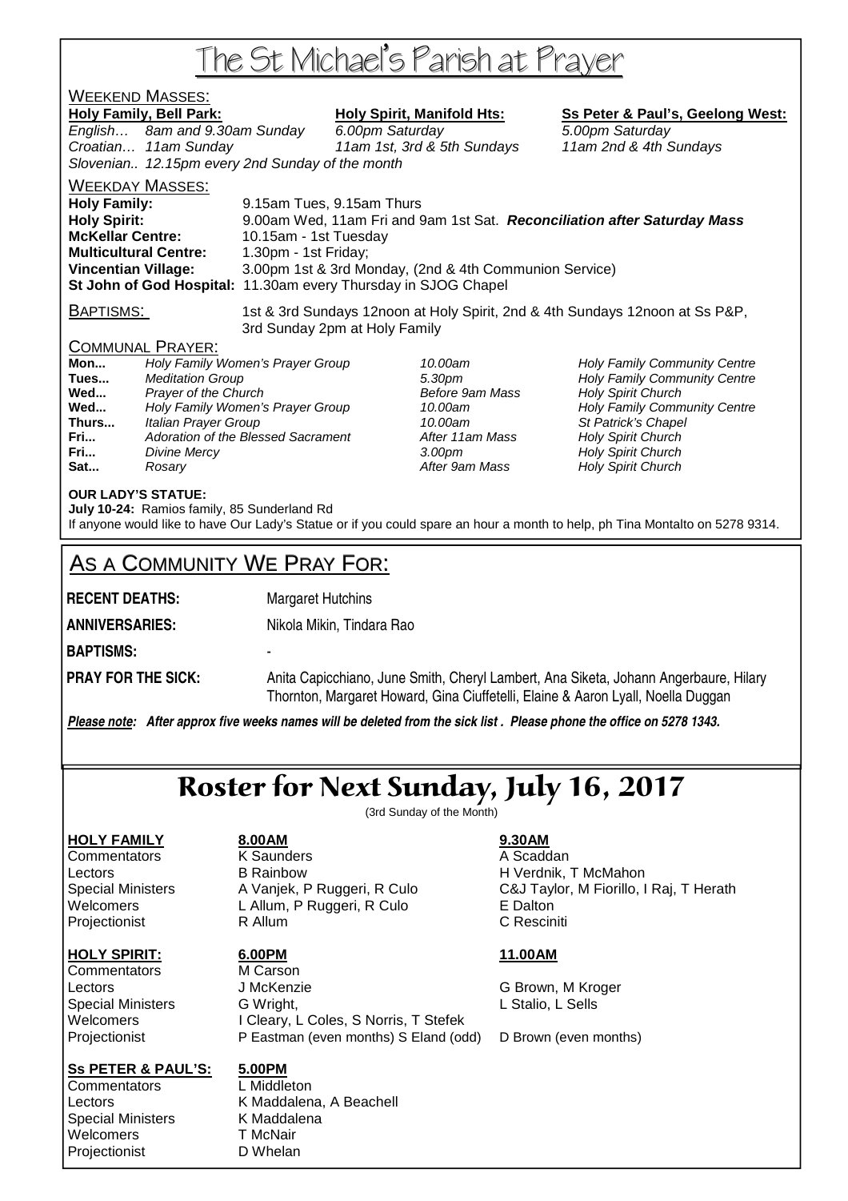# The St Michael's Parish at Prayer

## Weekend Masses:

| Holy Family, Bell Park: | | Holy Spirit, Manifold Hts: | Ss Peter & Paul's, Geelong West: |
|---|---|---|---|
| English… | 8am and 9.30am Sunday | 6.00pm Saturday | 5.00pm Saturday |
| Croatian… | 11am Sunday | 11am 1st, 3rd & 5th Sundays | 11am 2nd & 4th Sundays |
| Slovenian.. | 12.15pm every 2nd Sunday of the month | | |

## Weekday Masses:

**Holy Family:** 9.15am Tues, 9.15am Thurs
**Holy Spirit:** 9.00am Wed, 11am Fri and 9am 1st Sat. ***Reconciliation after Saturday Mass***
**McKellar Centre:** 10.15am - 1st Tuesday
**Multicultural Centre:** 1.30pm - 1st Friday;
**Vincentian Village:** 3.00pm 1st & 3rd Monday, (2nd & 4th Communion Service)
**St John of God Hospital:** 11.30am every Thursday in SJOG Chapel

## Baptisms:

1st & 3rd Sundays 12noon at Holy Spirit, 2nd & 4th Sundays 12noon at Ss P&P, 3rd Sunday 2pm at Holy Family

## Communal Prayer:

| | | | |
|---|---|---|---|
| **Mon...** | *Holy Family Women's Prayer Group* | *10.00am* | *Holy Family Community Centre* |
| **Tues...** | *Meditation Group* | *5.30pm* | *Holy Family Community Centre* |
| **Wed...** | *Prayer of the Church* | *Before 9am Mass* | *Holy Spirit Church* |
| **Wed...** | *Holy Family Women's Prayer Group* | *10.00am* | *Holy Family Community Centre* |
| **Thurs...** | *Italian Prayer Group* | *10.00am* | *St Patrick's Chapel* |
| **Fri...** | *Adoration of the Blessed Sacrament* | *After 11am Mass* | *Holy Spirit Church* |
| **Fri...** | *Divine Mercy* | *3.00pm* | *Holy Spirit Church* |
| **Sat...** | *Rosary* | *After 9am Mass* | *Holy Spirit Church* |

**OUR LADY'S STATUE:**
**July 10-24:** Ramios family, 85 Sunderland Rd
If anyone would like to have Our Lady's Statue or if you could spare an hour a month to help, ph Tina Montalto on 5278 9314.

## As a Community We Pray For:

**RECENT DEATHS:** Margaret Hutchins

**ANNIVERSARIES:** Nikola Mikin, Tindara Rao

**BAPTISMS:** -

**PRAY FOR THE SICK:** Anita Capicchiano, June Smith, Cheryl Lambert, Ana Siketa, Johann Angerbaure, Hilary Thornton, Margaret Howard, Gina Ciuffetelli, Elaine & Aaron Lyall, Noella Duggan

***Please note:* *After approx five weeks names will be deleted from the sick list . Please phone the office on 5278 1343.***

# Roster for Next Sunday, July 16, 2017

(3rd Sunday of the Month)

| **HOLY FAMILY** | **8.00AM** | **9.30AM** |
|---|---|---|
| Commentators | K Saunders | A Scaddan |
| Lectors | B Rainbow | H Verdnik, T McMahon |
| Special Ministers | A Vanjek, P Ruggeri, R Culo | C&J Taylor, M Fiorillo, I Raj, T Herath |
| Welcomers | L Allum, P Ruggeri, R Culo | E Dalton |
| Projectionist | R Allum | C Resciniti |

| **HOLY SPIRIT:** | **6.00PM** | **11.00AM** |
|---|---|---|
| Commentators | M Carson | |
| Lectors | J McKenzie | G Brown, M Kroger |
| Special Ministers | G Wright, | L Stalio, L Sells |
| Welcomers | I Cleary, L Coles, S Norris, T Stefek | |
| Projectionist | P Eastman (even months) S Eland (odd) | D Brown (even months) |

| **Ss PETER & PAUL'S:** | **5.00PM** |
|---|---|
| Commentators | L Middleton |
| Lectors | K Maddalena, A Beachell |
| Special Ministers | K Maddalena |
| Welcomers | T McNair |
| Projectionist | D Whelan |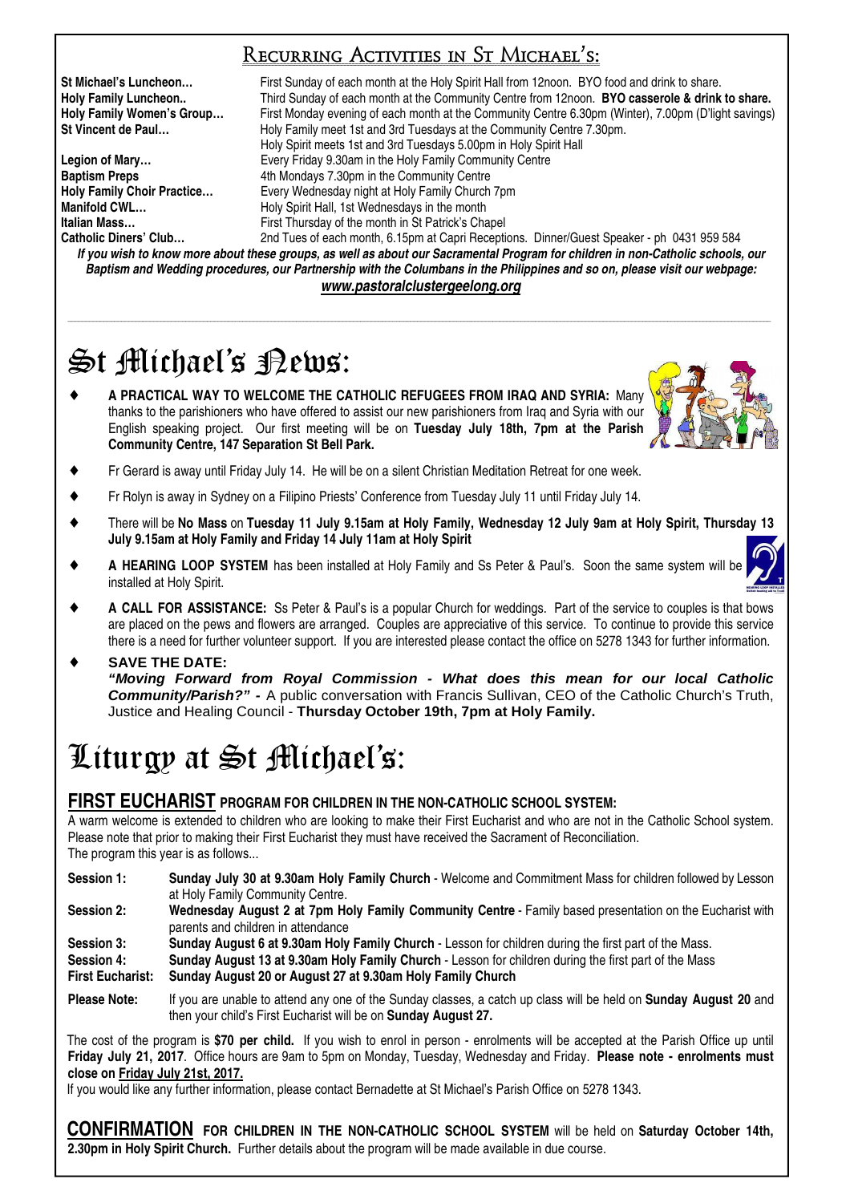## Recurring Activities in St Michael's:

**St Michael's Luncheon…** First Sunday of each month at the Holy Spirit Hall from 12noon. BYO food and drink to share.
**Holy Family Luncheon..** Third Sunday of each month at the Community Centre from 12noon. **BYO casserole & drink to share.**
**Holy Family Women's Group…** First Monday evening of each month at the Community Centre 6.30pm (Winter), 7.00pm (D'light savings)
**St Vincent de Paul…** Holy Family meet 1st and 3rd Tuesdays at the Community Centre 7.30pm.
Holy Spirit meets 1st and 3rd Tuesdays 5.00pm in Holy Spirit Hall
**Legion of Mary…** Every Friday 9.30am in the Holy Family Community Centre
**Baptism Preps** 4th Mondays 7.30pm in the Community Centre
**Holy Family Choir Practice…** Every Wednesday night at Holy Family Church 7pm
**Manifold CWL…** Holy Spirit Hall, 1st Wednesdays in the month
**Italian Mass…** First Thursday of the month in St Patrick's Chapel
**Catholic Diners' Club…** 2nd Tues of each month, 6.15pm at Capri Receptions. Dinner/Guest Speaker - ph 0431 959 584

***If you wish to know more about these groups, as well as about our Sacramental Program for children in non-Catholic schools, our Baptism and Wedding procedures, our Partnership with the Columbans in the Philippines and so on, please visit our webpage:***
***www.pastoralclustergeelong.org***

# St Michael's News:

- **A PRACTICAL WAY TO WELCOME THE CATHOLIC REFUGEES FROM IRAQ AND SYRIA:** Many thanks to the parishioners who have offered to assist our new parishioners from Iraq and Syria with our English speaking project. Our first meeting will be on **Tuesday July 18th, 7pm at the Parish Community Centre, 147 Separation St Bell Park.**
- Fr Gerard is away until Friday July 14. He will be on a silent Christian Meditation Retreat for one week.
- Fr Rolyn is away in Sydney on a Filipino Priests' Conference from Tuesday July 11 until Friday July 14.
- There will be **No Mass** on **Tuesday 11 July 9.15am at Holy Family, Wednesday 12 July 9am at Holy Spirit, Thursday 13 July 9.15am at Holy Family and Friday 14 July 11am at Holy Spirit**
- **A HEARING LOOP SYSTEM** has been installed at Holy Family and Ss Peter & Paul's. Soon the same system will be installed at Holy Spirit.
- **A CALL FOR ASSISTANCE:** Ss Peter & Paul's is a popular Church for weddings. Part of the service to couples is that bows are placed on the pews and flowers are arranged. Couples are appreciative of this service. To continue to provide this service there is a need for further volunteer support. If you are interested please contact the office on 5278 1343 for further information.
- **SAVE THE DATE:**
***"Moving Forward from Royal Commission - What does this mean for our local Catholic Community/Parish?" -*** A public conversation with Francis Sullivan, CEO of the Catholic Church's Truth, Justice and Healing Council - **Thursday October 19th, 7pm at Holy Family.**

# Liturgy at St Michael's:

### FIRST EUCHARIST PROGRAM FOR CHILDREN IN THE NON-CATHOLIC SCHOOL SYSTEM:

A warm welcome is extended to children who are looking to make their First Eucharist and who are not in the Catholic School system. Please note that prior to making their First Eucharist they must have received the Sacrament of Reconciliation.
The program this year is as follows...

**Session 1:** **Sunday July 30 at 9.30am Holy Family Church** - Welcome and Commitment Mass for children followed by Lesson at Holy Family Community Centre.
**Session 2:** **Wednesday August 2 at 7pm Holy Family Community Centre** - Family based presentation on the Eucharist with parents and children in attendance
**Session 3:** **Sunday August 6 at 9.30am Holy Family Church** - Lesson for children during the first part of the Mass.
**Session 4:** **Sunday August 13 at 9.30am Holy Family Church** - Lesson for children during the first part of the Mass
**First Eucharist:** **Sunday August 20 or August 27 at 9.30am Holy Family Church**

**Please Note:** If you are unable to attend any one of the Sunday classes, a catch up class will be held on **Sunday August 20** and then your child's First Eucharist will be on **Sunday August 27.**

The cost of the program is **$70 per child.** If you wish to enrol in person - enrolments will be accepted at the Parish Office up until **Friday July 21, 2017**. Office hours are 9am to 5pm on Monday, Tuesday, Wednesday and Friday. **Please note - enrolments must close on Friday July 21st, 2017.**
If you would like any further information, please contact Bernadette at St Michael's Parish Office on 5278 1343.

### CONFIRMATION FOR CHILDREN IN THE NON-CATHOLIC SCHOOL SYSTEM will be held on Saturday October 14th, 2.30pm in Holy Spirit Church.

Further details about the program will be made available in due course.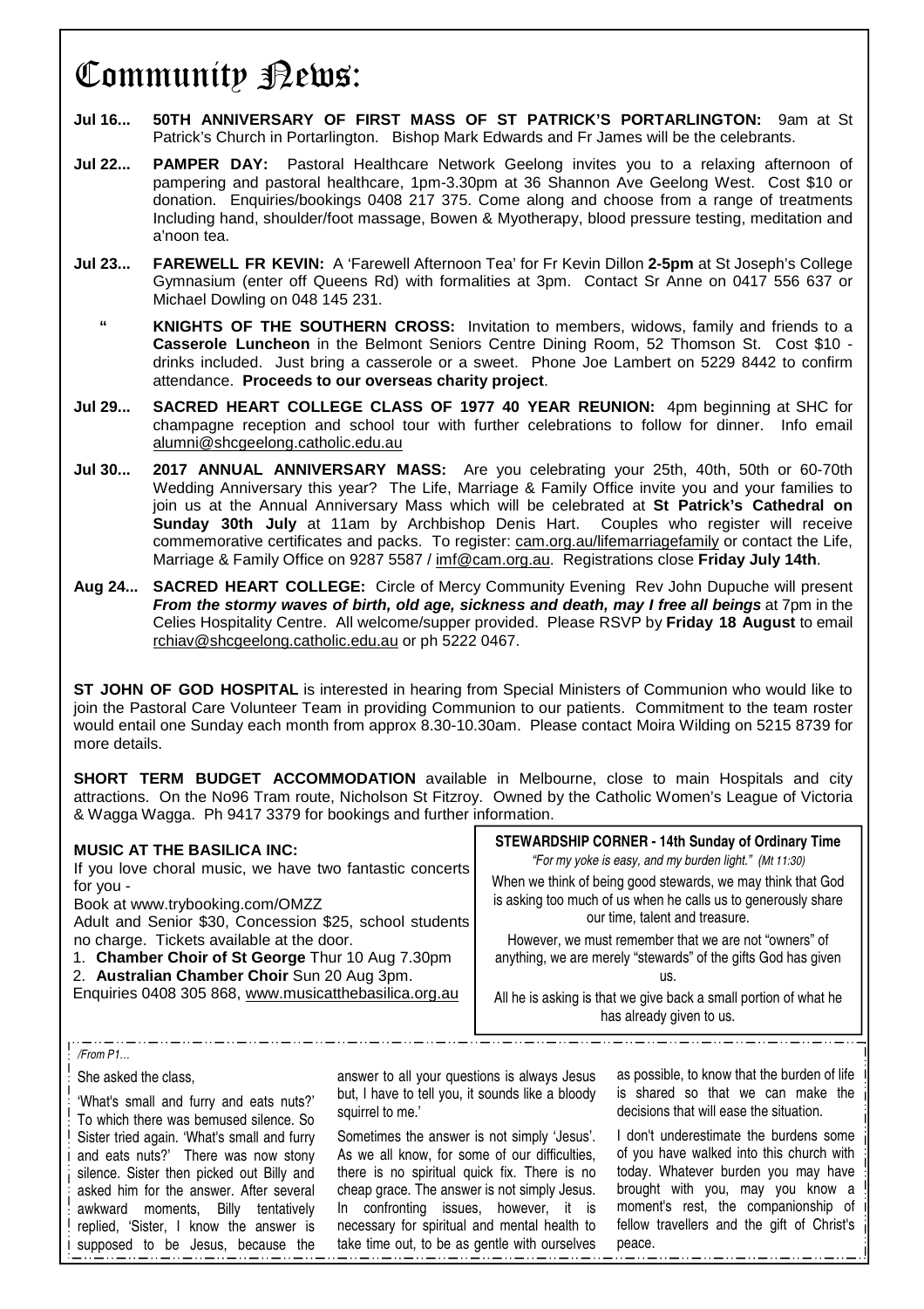# Community News:

**Jul 16... 50TH ANNIVERSARY OF FIRST MASS OF ST PATRICK'S PORTARLINGTON:** 9am at St Patrick's Church in Portarlington. Bishop Mark Edwards and Fr James will be the celebrants.

**Jul 22... PAMPER DAY:** Pastoral Healthcare Network Geelong invites you to a relaxing afternoon of pampering and pastoral healthcare, 1pm-3.30pm at 36 Shannon Ave Geelong West. Cost $10 or donation. Enquiries/bookings 0408 217 375. Come along and choose from a range of treatments Including hand, shoulder/foot massage, Bowen & Myotherapy, blood pressure testing, meditation and a'noon tea.

**Jul 23... FAREWELL FR KEVIN:** A 'Farewell Afternoon Tea' for Fr Kevin Dillon **2-5pm** at St Joseph's College Gymnasium (enter off Queens Rd) with formalities at 3pm. Contact Sr Anne on 0417 556 637 or Michael Dowling on 048 145 231.

**" KNIGHTS OF THE SOUTHERN CROSS:** Invitation to members, widows, family and friends to a **Casserole Luncheon** in the Belmont Seniors Centre Dining Room, 52 Thomson St. Cost $10 - drinks included. Just bring a casserole or a sweet. Phone Joe Lambert on 5229 8442 to confirm attendance. **Proceeds to our overseas charity project**.

**Jul 29... SACRED HEART COLLEGE CLASS OF 1977 40 YEAR REUNION:** 4pm beginning at SHC for champagne reception and school tour with further celebrations to follow for dinner. Info email alumni@shcgeelong.catholic.edu.au

**Jul 30... 2017 ANNUAL ANNIVERSARY MASS:** Are you celebrating your 25th, 40th, 50th or 60-70th Wedding Anniversary this year? The Life, Marriage & Family Office invite you and your families to join us at the Annual Anniversary Mass which will be celebrated at **St Patrick's Cathedral on Sunday 30th July** at 11am by Archbishop Denis Hart. Couples who register will receive commemorative certificates and packs. To register: cam.org.au/lifemarriagefamily or contact the Life, Marriage & Family Office on 9287 5587 / imf@cam.org.au. Registrations close **Friday July 14th**.

**Aug 24... SACRED HEART COLLEGE:** Circle of Mercy Community Evening Rev John Dupuche will present ***From the stormy waves of birth, old age, sickness and death, may I free all beings*** at 7pm in the Celies Hospitality Centre. All welcome/supper provided. Please RSVP by **Friday 18 August** to email rchiav@shcgeelong.catholic.edu.au or ph 5222 0467.

**ST JOHN OF GOD HOSPITAL** is interested in hearing from Special Ministers of Communion who would like to join the Pastoral Care Volunteer Team in providing Communion to our patients. Commitment to the team roster would entail one Sunday each month from approx 8.30-10.30am. Please contact Moira Wilding on 5215 8739 for more details.

**SHORT TERM BUDGET ACCOMMODATION** available in Melbourne, close to main Hospitals and city attractions. On the No96 Tram route, Nicholson St Fitzroy. Owned by the Catholic Women's League of Victoria & Wagga Wagga. Ph 9417 3379 for bookings and further information.

**MUSIC AT THE BASILICA INC:**

If you love choral music, we have two fantastic concerts for you -

Book at www.trybooking.com/OMZZ

Adult and Senior $30, Concession $25, school students no charge. Tickets available at the door.

1. **Chamber Choir of St George** Thur 10 Aug 7.30pm
2. **Australian Chamber Choir** Sun 20 Aug 3pm.

Enquiries 0408 305 868, www.musicatthebasilica.org.au

**STEWARDSHIP CORNER - 14th Sunday of Ordinary Time**

*"For my yoke is easy, and my burden light." (Mt 11:30)*

When we think of being good stewards, we may think that God is asking too much of us when he calls us to generously share our time, talent and treasure.

However, we must remember that we are not "owners" of anything, we are merely "stewards" of the gifts God has given us.

All he is asking is that we give back a small portion of what he has already given to us.

*/From P1…*

She asked the class,

'What's small and furry and eats nuts?' To which there was bemused silence. So Sister tried again. 'What's small and furry and eats nuts?' There was now stony silence. Sister then picked out Billy and asked him for the answer. After several awkward moments, Billy tentatively replied, 'Sister, I know the answer is supposed to be Jesus, because the answer to all your questions is always Jesus but, I have to tell you, it sounds like a bloody squirrel to me.'

Sometimes the answer is not simply 'Jesus'. As we all know, for some of our difficulties, there is no spiritual quick fix. There is no cheap grace. The answer is not simply Jesus. In confronting issues, however, it is necessary for spiritual and mental health to take time out, to be as gentle with ourselves as possible, to know that the burden of life is shared so that we can make the decisions that will ease the situation.

I don't underestimate the burdens some of you have walked into this church with today. Whatever burden you may have brought with you, may you know a moment's rest, the companionship of fellow travellers and the gift of Christ's peace.